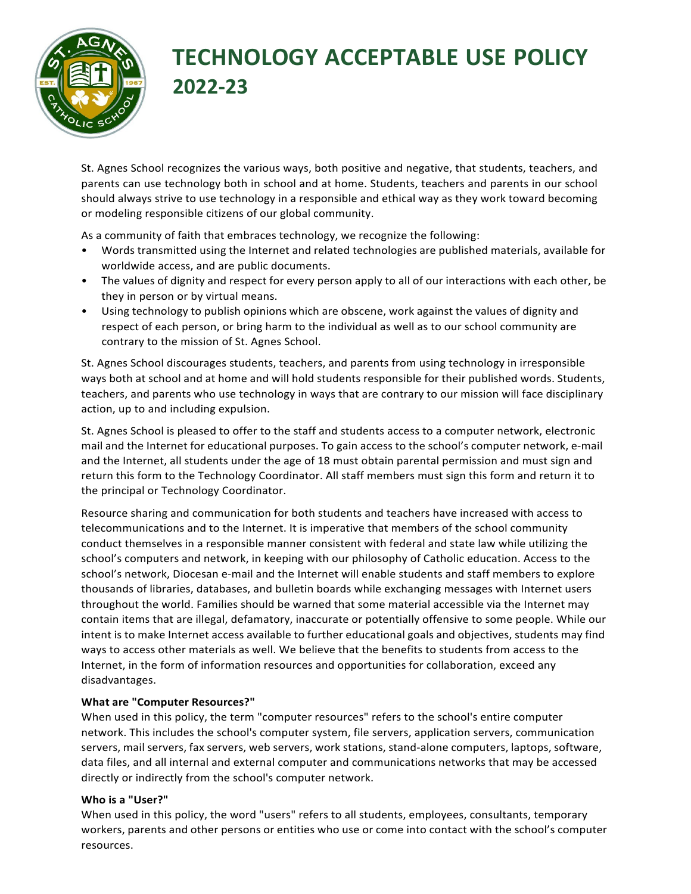# TECHNOLOGY ACCEPTABLE USE POLICY 2022-23

St. Agnes School recognizes the various ways, both positive and negative, that students, teachers, and parents can use technology both in school and at home. Students, teachers and parents in our school should always strive to use technology in a responsible and ethical way as they work toward becoming or modeling responsible citizens of our global community.

As a community of faith that embraces technology, we recognize the following:

- Words transmitted using the Internet and related technologies are published materials, available for worldwide access, and are public documents.
- The values of dignity and respect for every person apply to all of our interactions with each other, be they in person or by virtual means.
- Using technology to publish opinions which are obscene, work against the values of dignity and respect of each person, or bring harm to the individual as well as to our school community are contrary to the mission of St. Agnes School.

St. Agnes School discourages students, teachers, and parents from using technology in irresponsible ways both at school and at home and will hold students responsible for their published words. Students, teachers, and parents who use technology in ways that are contrary to our mission will face disciplinary action, up to and including expulsion.

St. Agnes School is pleased to offer to the staff and students access to a computer network, electronic mail and the Internet for educational purposes. To gain access to the school's computer network, e-mail and the Internet, all students under the age of 18 must obtain parental permission and must sign and return this form to the Technology Coordinator. All staff members must sign this form and return it to the principal or Technology Coordinator.

Resource sharing and communication for both students and teachers have increased with access to telecommunications and to the Internet. It is imperative that members of the school community conduct themselves in a responsible manner consistent with federal and state law while utilizing the school's computers and network, in keeping with our philosophy of Catholic education. Access to the school's network, Diocesan e-mail and the Internet will enable students and staff members to explore thousands of libraries, databases, and bulletin boards while exchanging messages with Internet users throughout the world. Families should be warned that some material accessible via the Internet may contain items that are illegal, defamatory, inaccurate or potentially offensive to some people. While our intent is to make Internet access available to further educational goals and objectives, students may find ways to access other materials as well. We believe that the benefits to students from access to the Internet, in the form of information resources and opportunities for collaboration, exceed any disadvantages.

**What are "Computer Resources?"**
When used in this policy, the term "computer resources" refers to the school's entire computer network. This includes the school's computer system, file servers, application servers, communication servers, mail servers, fax servers, web servers, work stations, stand-alone computers, laptops, software, data files, and all internal and external computer and communications networks that may be accessed directly or indirectly from the school's computer network.

**Who is a "User?"**
When used in this policy, the word "users" refers to all students, employees, consultants, temporary workers, parents and other persons or entities who use or come into contact with the school's computer resources.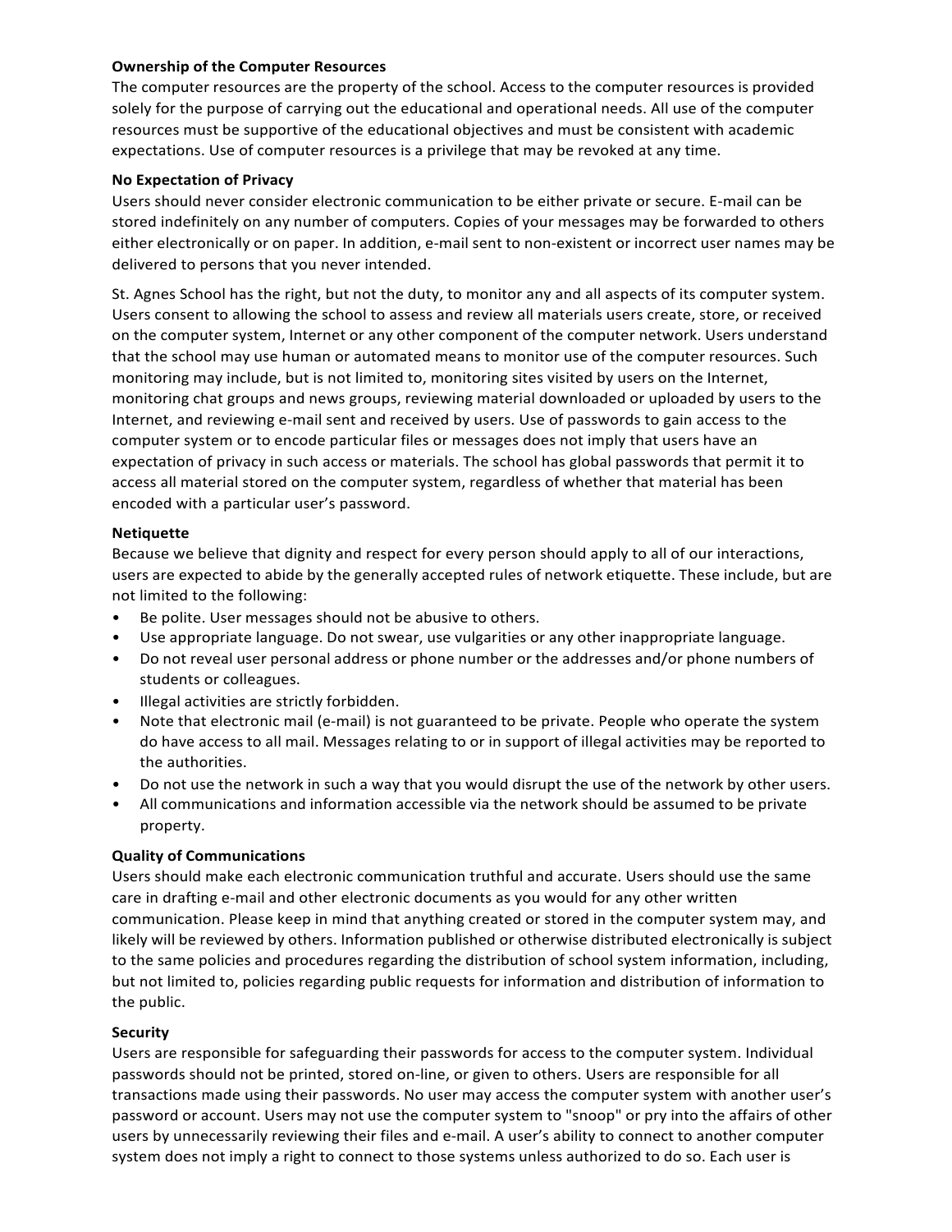**Ownership of the Computer Resources**

The computer resources are the property of the school. Access to the computer resources is provided solely for the purpose of carrying out the educational and operational needs. All use of the computer resources must be supportive of the educational objectives and must be consistent with academic expectations. Use of computer resources is a privilege that may be revoked at any time.

**No Expectation of Privacy**

Users should never consider electronic communication to be either private or secure. E-mail can be stored indefinitely on any number of computers. Copies of your messages may be forwarded to others either electronically or on paper. In addition, e-mail sent to non-existent or incorrect user names may be delivered to persons that you never intended.

St. Agnes School has the right, but not the duty, to monitor any and all aspects of its computer system. Users consent to allowing the school to assess and review all materials users create, store, or received on the computer system, Internet or any other component of the computer network. Users understand that the school may use human or automated means to monitor use of the computer resources. Such monitoring may include, but is not limited to, monitoring sites visited by users on the Internet, monitoring chat groups and news groups, reviewing material downloaded or uploaded by users to the Internet, and reviewing e-mail sent and received by users. Use of passwords to gain access to the computer system or to encode particular files or messages does not imply that users have an expectation of privacy in such access or materials. The school has global passwords that permit it to access all material stored on the computer system, regardless of whether that material has been encoded with a particular user's password.

**Netiquette**

Because we believe that dignity and respect for every person should apply to all of our interactions, users are expected to abide by the generally accepted rules of network etiquette. These include, but are not limited to the following:

- Be polite. User messages should not be abusive to others.
- Use appropriate language. Do not swear, use vulgarities or any other inappropriate language.
- Do not reveal user personal address or phone number or the addresses and/or phone numbers of students or colleagues.
- Illegal activities are strictly forbidden.
- Note that electronic mail (e-mail) is not guaranteed to be private. People who operate the system do have access to all mail. Messages relating to or in support of illegal activities may be reported to the authorities.
- Do not use the network in such a way that you would disrupt the use of the network by other users.
- All communications and information accessible via the network should be assumed to be private property.

**Quality of Communications**

Users should make each electronic communication truthful and accurate. Users should use the same care in drafting e-mail and other electronic documents as you would for any other written communication. Please keep in mind that anything created or stored in the computer system may, and likely will be reviewed by others. Information published or otherwise distributed electronically is subject to the same policies and procedures regarding the distribution of school system information, including, but not limited to, policies regarding public requests for information and distribution of information to the public.

**Security**

Users are responsible for safeguarding their passwords for access to the computer system. Individual passwords should not be printed, stored on-line, or given to others. Users are responsible for all transactions made using their passwords. No user may access the computer system with another user's password or account. Users may not use the computer system to "snoop" or pry into the affairs of other users by unnecessarily reviewing their files and e-mail. A user's ability to connect to another computer system does not imply a right to connect to those systems unless authorized to do so. Each user is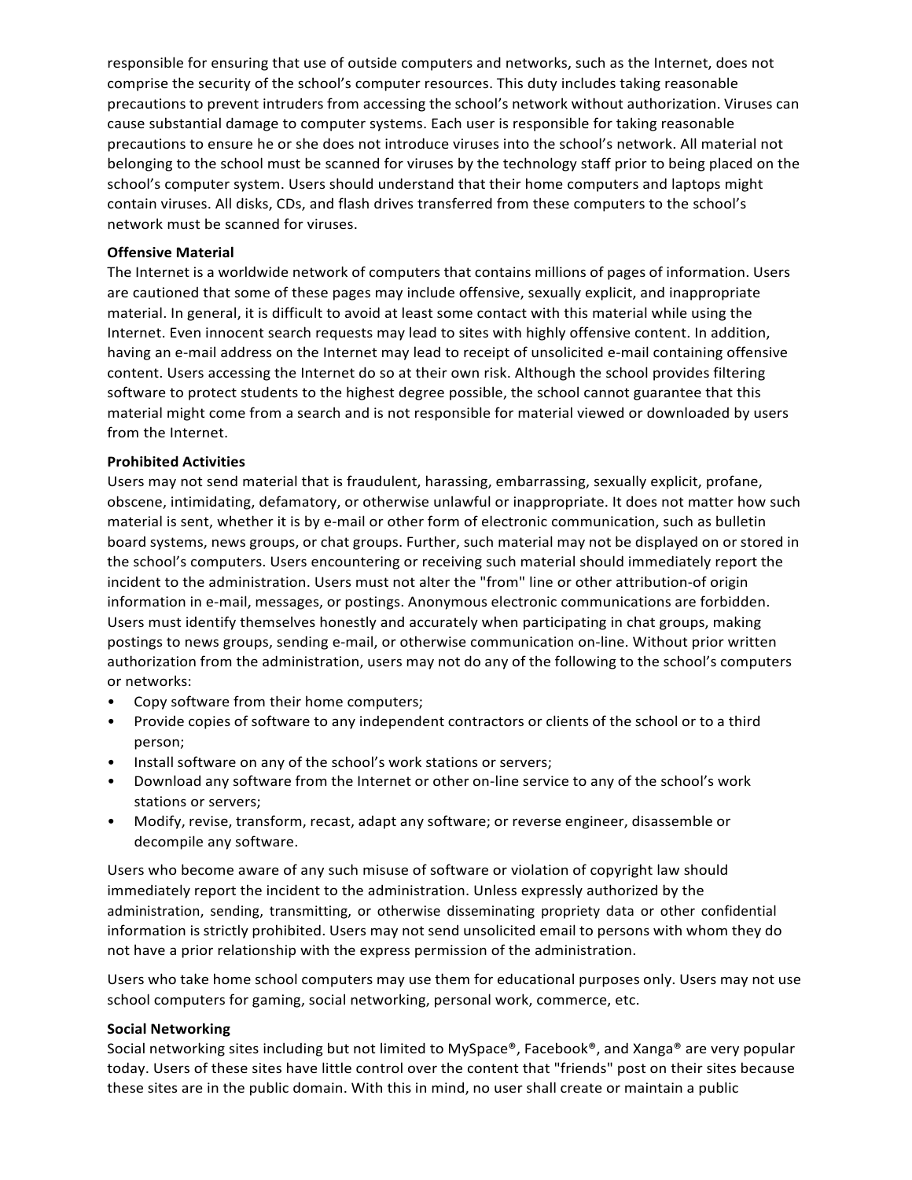responsible for ensuring that use of outside computers and networks, such as the Internet, does not comprise the security of the school's computer resources. This duty includes taking reasonable precautions to prevent intruders from accessing the school's network without authorization. Viruses can cause substantial damage to computer systems. Each user is responsible for taking reasonable precautions to ensure he or she does not introduce viruses into the school's network. All material not belonging to the school must be scanned for viruses by the technology staff prior to being placed on the school's computer system. Users should understand that their home computers and laptops might contain viruses. All disks, CDs, and flash drives transferred from these computers to the school's network must be scanned for viruses.

**Offensive Material**

The Internet is a worldwide network of computers that contains millions of pages of information. Users are cautioned that some of these pages may include offensive, sexually explicit, and inappropriate material. In general, it is difficult to avoid at least some contact with this material while using the Internet. Even innocent search requests may lead to sites with highly offensive content. In addition, having an e-mail address on the Internet may lead to receipt of unsolicited e-mail containing offensive content. Users accessing the Internet do so at their own risk. Although the school provides filtering software to protect students to the highest degree possible, the school cannot guarantee that this material might come from a search and is not responsible for material viewed or downloaded by users from the Internet.

**Prohibited Activities**

Users may not send material that is fraudulent, harassing, embarrassing, sexually explicit, profane, obscene, intimidating, defamatory, or otherwise unlawful or inappropriate. It does not matter how such material is sent, whether it is by e-mail or other form of electronic communication, such as bulletin board systems, news groups, or chat groups. Further, such material may not be displayed on or stored in the school's computers. Users encountering or receiving such material should immediately report the incident to the administration. Users must not alter the "from" line or other attribution-of origin information in e-mail, messages, or postings. Anonymous electronic communications are forbidden. Users must identify themselves honestly and accurately when participating in chat groups, making postings to news groups, sending e-mail, or otherwise communication on-line. Without prior written authorization from the administration, users may not do any of the following to the school's computers or networks:

- Copy software from their home computers;
- Provide copies of software to any independent contractors or clients of the school or to a third person;
- Install software on any of the school's work stations or servers;
- Download any software from the Internet or other on-line service to any of the school's work stations or servers;
- Modify, revise, transform, recast, adapt any software; or reverse engineer, disassemble or decompile any software.

Users who become aware of any such misuse of software or violation of copyright law should immediately report the incident to the administration. Unless expressly authorized by the administration, sending, transmitting, or otherwise disseminating propriety data or other confidential information is strictly prohibited. Users may not send unsolicited email to persons with whom they do not have a prior relationship with the express permission of the administration.

Users who take home school computers may use them for educational purposes only. Users may not use school computers for gaming, social networking, personal work, commerce, etc.

**Social Networking**

Social networking sites including but not limited to MySpace®, Facebook®, and Xanga® are very popular today. Users of these sites have little control over the content that "friends" post on their sites because these sites are in the public domain. With this in mind, no user shall create or maintain a public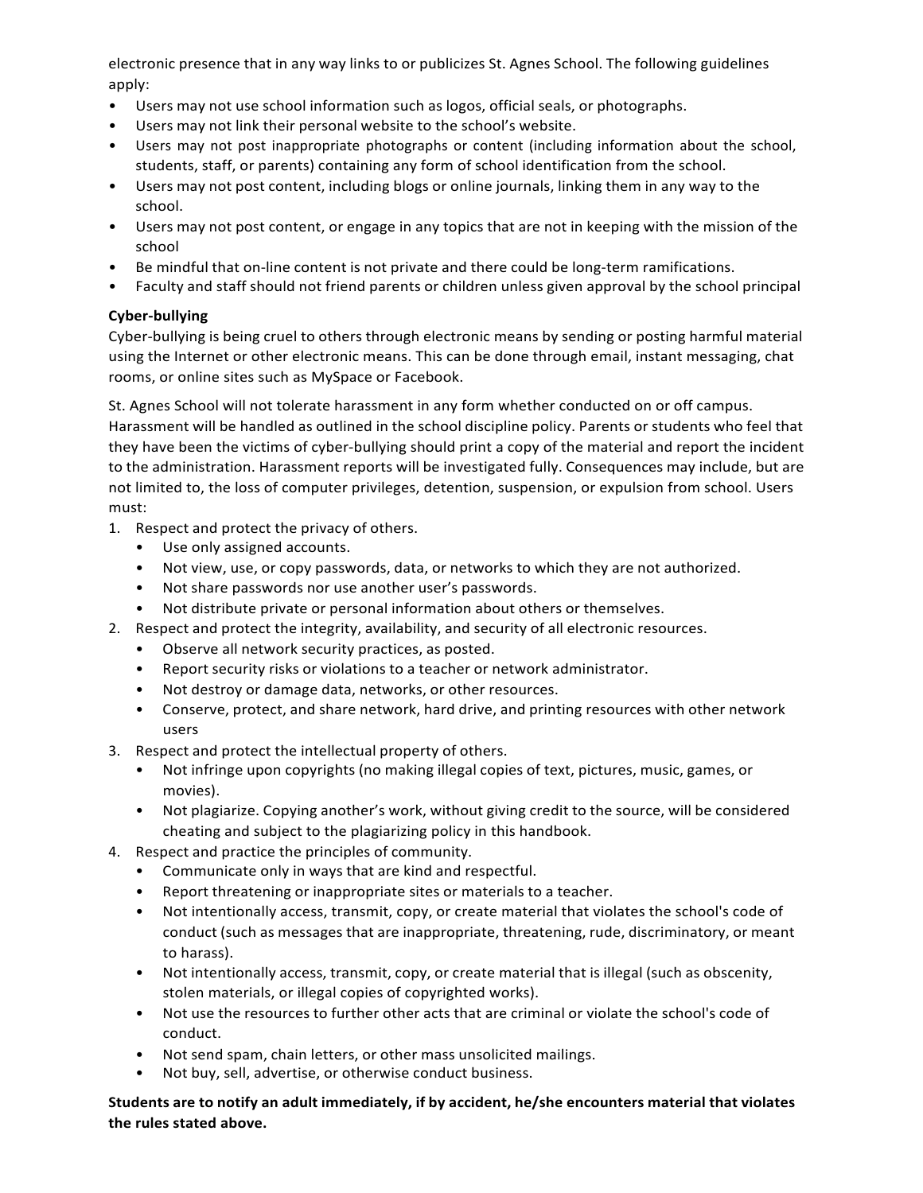electronic presence that in any way links to or publicizes St. Agnes School. The following guidelines apply:

- Users may not use school information such as logos, official seals, or photographs.
- Users may not link their personal website to the school's website.
- Users may not post inappropriate photographs or content (including information about the school, students, staff, or parents) containing any form of school identification from the school.
- Users may not post content, including blogs or online journals, linking them in any way to the school.
- Users may not post content, or engage in any topics that are not in keeping with the mission of the school
- Be mindful that on-line content is not private and there could be long-term ramifications.
- Faculty and staff should not friend parents or children unless given approval by the school principal

**Cyber-bullying**

Cyber-bullying is being cruel to others through electronic means by sending or posting harmful material using the Internet or other electronic means. This can be done through email, instant messaging, chat rooms, or online sites such as MySpace or Facebook.

St. Agnes School will not tolerate harassment in any form whether conducted on or off campus. Harassment will be handled as outlined in the school discipline policy. Parents or students who feel that they have been the victims of cyber-bullying should print a copy of the material and report the incident to the administration. Harassment reports will be investigated fully. Consequences may include, but are not limited to, the loss of computer privileges, detention, suspension, or expulsion from school. Users must:

1. Respect and protect the privacy of others.
   - Use only assigned accounts.
   - Not view, use, or copy passwords, data, or networks to which they are not authorized.
   - Not share passwords nor use another user's passwords.
   - Not distribute private or personal information about others or themselves.
2. Respect and protect the integrity, availability, and security of all electronic resources.
   - Observe all network security practices, as posted.
   - Report security risks or violations to a teacher or network administrator.
   - Not destroy or damage data, networks, or other resources.
   - Conserve, protect, and share network, hard drive, and printing resources with other network users
3. Respect and protect the intellectual property of others.
   - Not infringe upon copyrights (no making illegal copies of text, pictures, music, games, or movies).
   - Not plagiarize. Copying another's work, without giving credit to the source, will be considered cheating and subject to the plagiarizing policy in this handbook.
4. Respect and practice the principles of community.
   - Communicate only in ways that are kind and respectful.
   - Report threatening or inappropriate sites or materials to a teacher.
   - Not intentionally access, transmit, copy, or create material that violates the school's code of conduct (such as messages that are inappropriate, threatening, rude, discriminatory, or meant to harass).
   - Not intentionally access, transmit, copy, or create material that is illegal (such as obscenity, stolen materials, or illegal copies of copyrighted works).
   - Not use the resources to further other acts that are criminal or violate the school's code of conduct.
   - Not send spam, chain letters, or other mass unsolicited mailings.
   - Not buy, sell, advertise, or otherwise conduct business.

**Students are to notify an adult immediately, if by accident, he/she encounters material that violates the rules stated above.**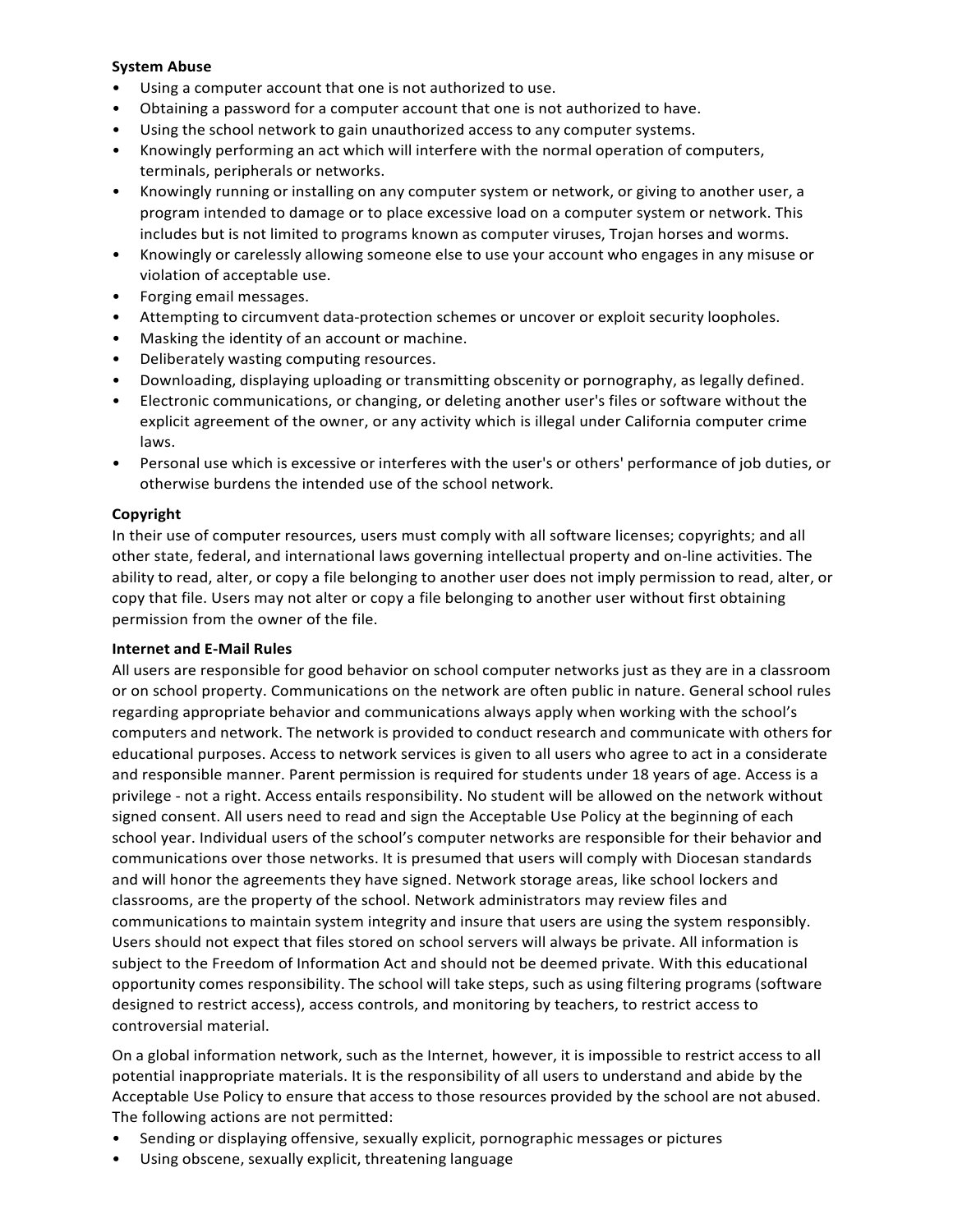**System Abuse**

- Using a computer account that one is not authorized to use.
- Obtaining a password for a computer account that one is not authorized to have.
- Using the school network to gain unauthorized access to any computer systems.
- Knowingly performing an act which will interfere with the normal operation of computers, terminals, peripherals or networks.
- Knowingly running or installing on any computer system or network, or giving to another user, a program intended to damage or to place excessive load on a computer system or network. This includes but is not limited to programs known as computer viruses, Trojan horses and worms.
- Knowingly or carelessly allowing someone else to use your account who engages in any misuse or violation of acceptable use.
- Forging email messages.
- Attempting to circumvent data-protection schemes or uncover or exploit security loopholes.
- Masking the identity of an account or machine.
- Deliberately wasting computing resources.
- Downloading, displaying uploading or transmitting obscenity or pornography, as legally defined.
- Electronic communications, or changing, or deleting another user's files or software without the explicit agreement of the owner, or any activity which is illegal under California computer crime laws.
- Personal use which is excessive or interferes with the user's or others' performance of job duties, or otherwise burdens the intended use of the school network.

**Copyright**

In their use of computer resources, users must comply with all software licenses; copyrights; and all other state, federal, and international laws governing intellectual property and on-line activities. The ability to read, alter, or copy a file belonging to another user does not imply permission to read, alter, or copy that file. Users may not alter or copy a file belonging to another user without first obtaining permission from the owner of the file.

**Internet and E-Mail Rules**

All users are responsible for good behavior on school computer networks just as they are in a classroom or on school property. Communications on the network are often public in nature. General school rules regarding appropriate behavior and communications always apply when working with the school's computers and network. The network is provided to conduct research and communicate with others for educational purposes. Access to network services is given to all users who agree to act in a considerate and responsible manner. Parent permission is required for students under 18 years of age. Access is a privilege - not a right. Access entails responsibility. No student will be allowed on the network without signed consent. All users need to read and sign the Acceptable Use Policy at the beginning of each school year. Individual users of the school's computer networks are responsible for their behavior and communications over those networks. It is presumed that users will comply with Diocesan standards and will honor the agreements they have signed. Network storage areas, like school lockers and classrooms, are the property of the school. Network administrators may review files and communications to maintain system integrity and insure that users are using the system responsibly. Users should not expect that files stored on school servers will always be private. All information is subject to the Freedom of Information Act and should not be deemed private. With this educational opportunity comes responsibility. The school will take steps, such as using filtering programs (software designed to restrict access), access controls, and monitoring by teachers, to restrict access to controversial material.

On a global information network, such as the Internet, however, it is impossible to restrict access to all potential inappropriate materials. It is the responsibility of all users to understand and abide by the Acceptable Use Policy to ensure that access to those resources provided by the school are not abused. The following actions are not permitted:

- Sending or displaying offensive, sexually explicit, pornographic messages or pictures
- Using obscene, sexually explicit, threatening language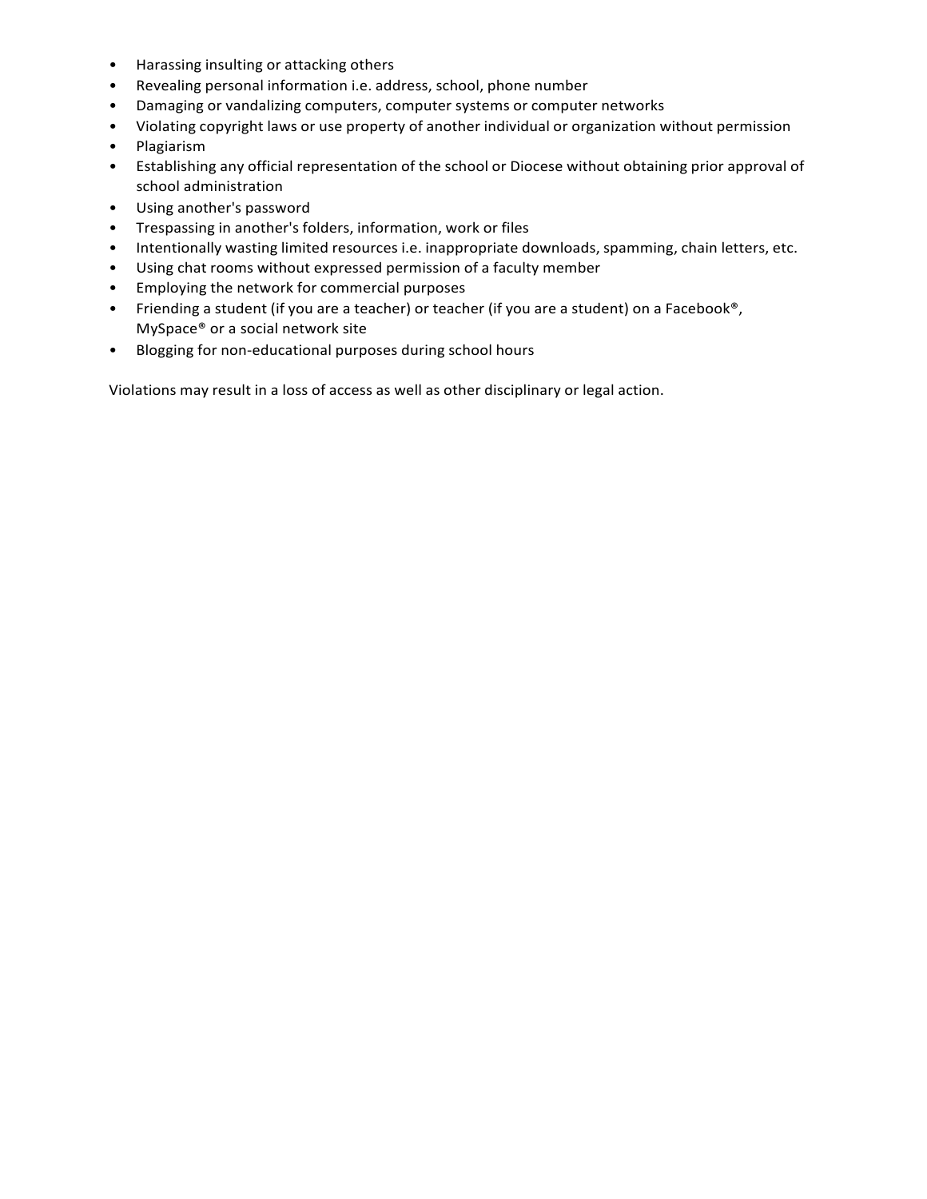- Harassing insulting or attacking others
- Revealing personal information i.e. address, school, phone number
- Damaging or vandalizing computers, computer systems or computer networks
- Violating copyright laws or use property of another individual or organization without permission
- Plagiarism
- Establishing any official representation of the school or Diocese without obtaining prior approval of school administration
- Using another's password
- Trespassing in another's folders, information, work or files
- Intentionally wasting limited resources i.e. inappropriate downloads, spamming, chain letters, etc.
- Using chat rooms without expressed permission of a faculty member
- Employing the network for commercial purposes
- Friending a student (if you are a teacher) or teacher (if you are a student) on a Facebook®, MySpace® or a social network site
- Blogging for non-educational purposes during school hours

Violations may result in a loss of access as well as other disciplinary or legal action.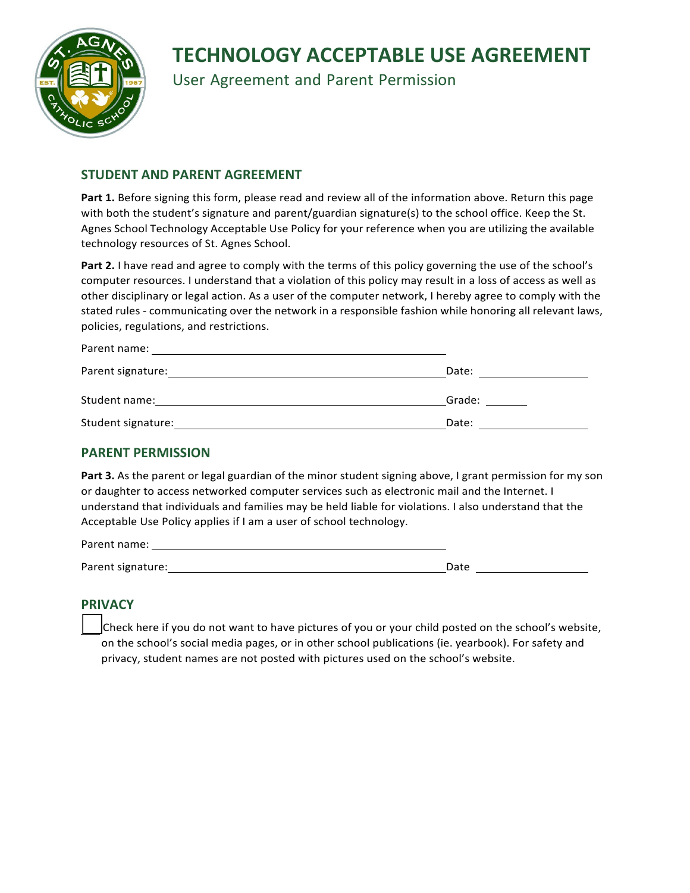# TECHNOLOGY ACCEPTABLE USE AGREEMENT

User Agreement and Parent Permission

## STUDENT AND PARENT AGREEMENT

**Part 1.** Before signing this form, please read and review all of the information above. Return this page with both the student's signature and parent/guardian signature(s) to the school office. Keep the St. Agnes School Technology Acceptable Use Policy for your reference when you are utilizing the available technology resources of St. Agnes School.

**Part 2.** I have read and agree to comply with the terms of this policy governing the use of the school's computer resources. I understand that a violation of this policy may result in a loss of access as well as other disciplinary or legal action. As a user of the computer network, I hereby agree to comply with the stated rules - communicating over the network in a responsible fashion while honoring all relevant laws, policies, regulations, and restrictions.

Parent name: ______________________________________________

Parent signature: ___________________________________________ Date: ________________

Student name: _____________________________________________ Grade: _______

Student signature: __________________________________________ Date: ________________

## PARENT PERMISSION

**Part 3.** As the parent or legal guardian of the minor student signing above, I grant permission for my son or daughter to access networked computer services such as electronic mail and the Internet. I understand that individuals and families may be held liable for violations. I also understand that the Acceptable Use Policy applies if I am a user of school technology.

Parent name: ______________________________________________

Parent signature: ___________________________________________ Date ________________

## PRIVACY

☐ Check here if you do not want to have pictures of you or your child posted on the school's website, on the school's social media pages, or in other school publications (ie. yearbook). For safety and privacy, student names are not posted with pictures used on the school's website.